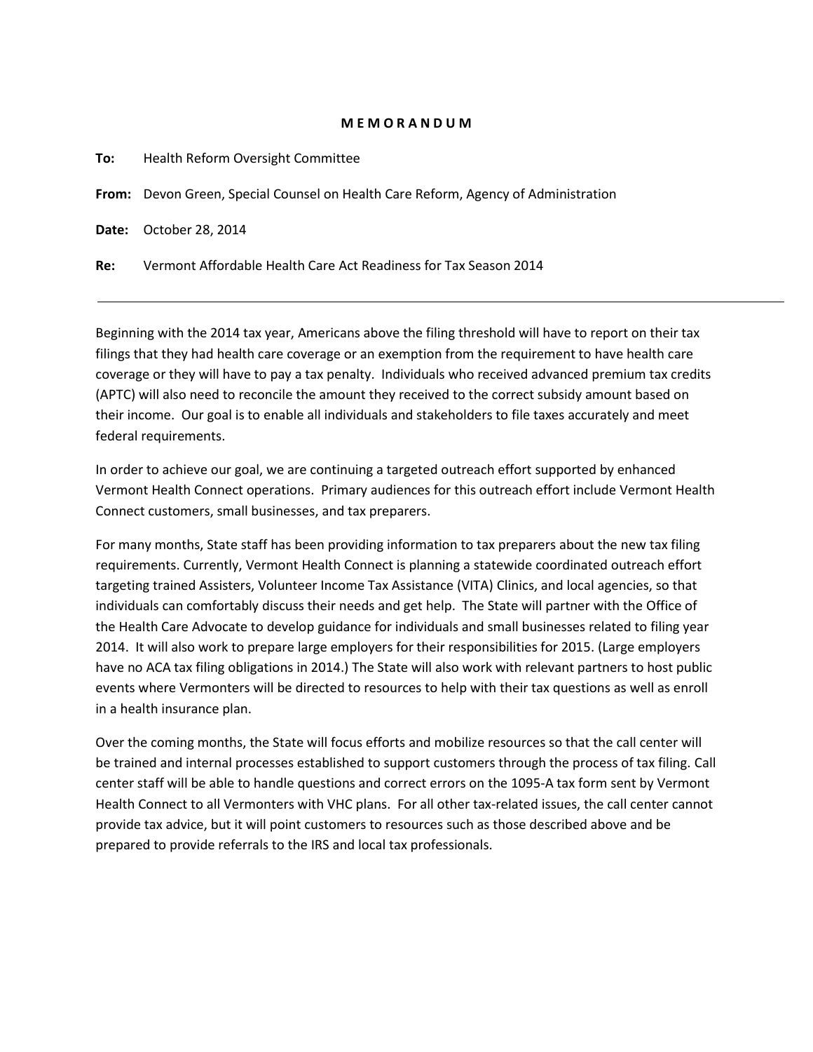# M E M O R A N D U M

**To:** Health Reform Oversight Committee

**From:** Devon Green, Special Counsel on Health Care Reform, Agency of Administration

**Date:** October 28, 2014

**Re:** Vermont Affordable Health Care Act Readiness for Tax Season 2014

---

Beginning with the 2014 tax year, Americans above the filing threshold will have to report on their tax filings that they had health care coverage or an exemption from the requirement to have health care coverage or they will have to pay a tax penalty. Individuals who received advanced premium tax credits (APTC) will also need to reconcile the amount they received to the correct subsidy amount based on their income. Our goal is to enable all individuals and stakeholders to file taxes accurately and meet federal requirements.

In order to achieve our goal, we are continuing a targeted outreach effort supported by enhanced Vermont Health Connect operations. Primary audiences for this outreach effort include Vermont Health Connect customers, small businesses, and tax preparers.

For many months, State staff has been providing information to tax preparers about the new tax filing requirements. Currently, Vermont Health Connect is planning a statewide coordinated outreach effort targeting trained Assisters, Volunteer Income Tax Assistance (VITA) Clinics, and local agencies, so that individuals can comfortably discuss their needs and get help. The State will partner with the Office of the Health Care Advocate to develop guidance for individuals and small businesses related to filing year 2014. It will also work to prepare large employers for their responsibilities for 2015. (Large employers have no ACA tax filing obligations in 2014.) The State will also work with relevant partners to host public events where Vermonters will be directed to resources to help with their tax questions as well as enroll in a health insurance plan.

Over the coming months, the State will focus efforts and mobilize resources so that the call center will be trained and internal processes established to support customers through the process of tax filing. Call center staff will be able to handle questions and correct errors on the 1095-A tax form sent by Vermont Health Connect to all Vermonters with VHC plans. For all other tax-related issues, the call center cannot provide tax advice, but it will point customers to resources such as those described above and be prepared to provide referrals to the IRS and local tax professionals.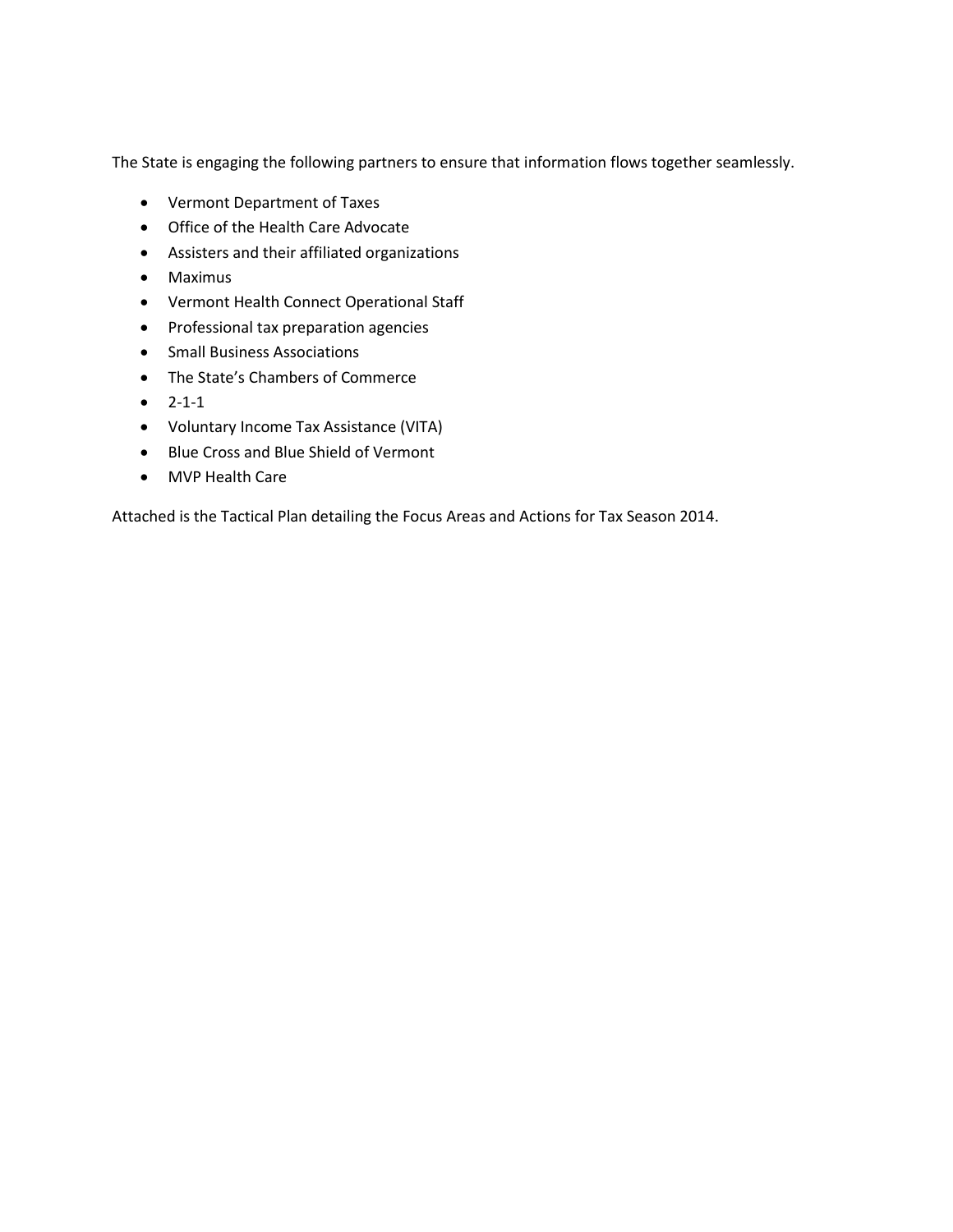The State is engaging the following partners to ensure that information flows together seamlessly.

- Vermont Department of Taxes
- Office of the Health Care Advocate
- Assisters and their affiliated organizations
- Maximus
- Vermont Health Connect Operational Staff
- Professional tax preparation agencies
- Small Business Associations
- The State's Chambers of Commerce
- 2-1-1
- Voluntary Income Tax Assistance (VITA)
- Blue Cross and Blue Shield of Vermont
- MVP Health Care

Attached is the Tactical Plan detailing the Focus Areas and Actions for Tax Season 2014.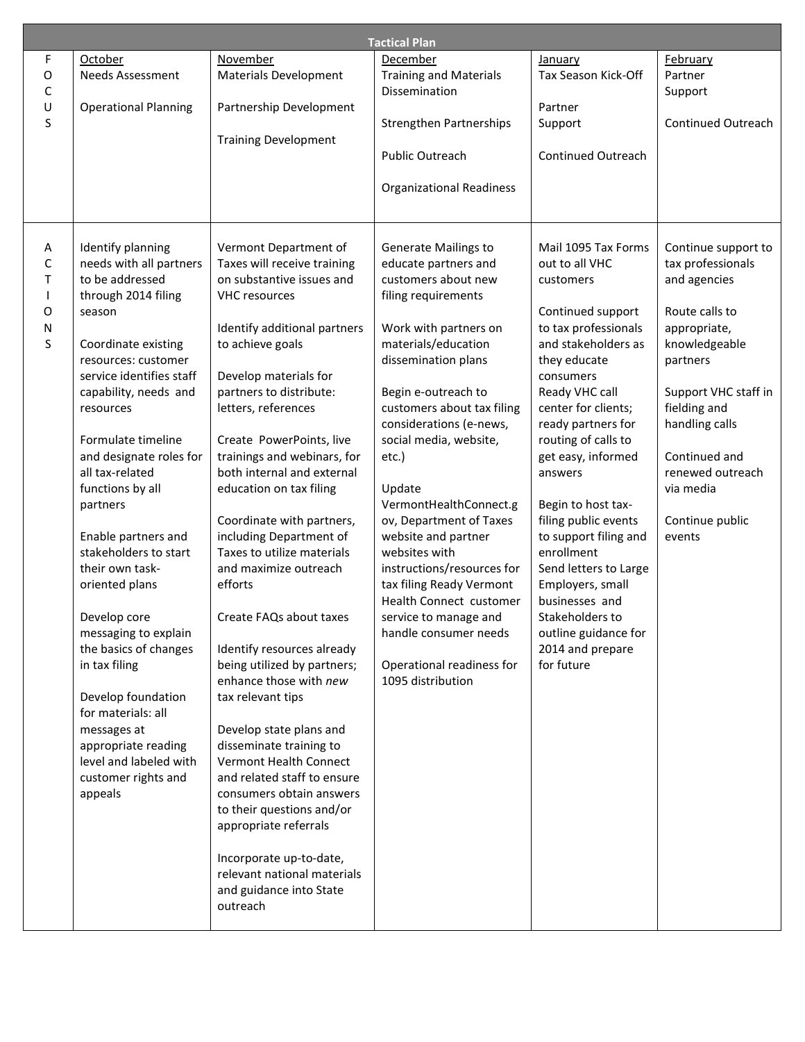| Tactical Plan | | | | | |
|---|---|---|---|---|---|
| FOCUS | October<br>Needs Assessment<br><br>Operational Planning | November<br>Materials Development<br><br>Partnership Development<br><br>Training Development | December<br>Training and Materials Dissemination<br><br>Strengthen Partnerships<br><br>Public Outreach<br><br>Organizational Readiness | January<br>Tax Season Kick-Off<br><br>Partner Support<br><br>Continued Outreach | February<br>Partner Support<br><br>Continued Outreach |
| ACTIONS | Identify planning needs with all partners to be addressed through 2014 filing season<br><br>Coordinate existing resources: customer service identifies staff capability, needs and resources<br><br>Formulate timeline and designate roles for all tax-related functions by all partners<br><br>Enable partners and stakeholders to start their own task-oriented plans<br><br>Develop core messaging to explain the basics of changes in tax filing<br><br>Develop foundation for materials: all messages at appropriate reading level and labeled with customer rights and appeals | Vermont Department of Taxes will receive training on substantive issues and VHC resources<br><br>Identify additional partners to achieve goals<br><br>Develop materials for partners to distribute: letters, references<br><br>Create PowerPoints, live trainings and webinars, for both internal and external education on tax filing<br><br>Coordinate with partners, including Department of Taxes to utilize materials and maximize outreach efforts<br><br>Create FAQs about taxes<br><br>Identify resources already being utilized by partners; enhance those with *new* tax relevant tips<br><br>Develop state plans and disseminate training to Vermont Health Connect and related staff to ensure consumers obtain answers to their questions and/or appropriate referrals<br><br>Incorporate up-to-date, relevant national materials and guidance into State outreach | Generate Mailings to educate partners and customers about new filing requirements<br><br>Work with partners on materials/education dissemination plans<br><br>Begin e-outreach to customers about tax filing considerations (e-news, social media, website, etc.)<br><br>Update VermontHealthConnect.gov, Department of Taxes website and partner websites with instructions/resources for tax filing Ready Vermont Health Connect customer service to manage and handle consumer needs<br><br>Operational readiness for 1095 distribution | Mail 1095 Tax Forms out to all VHC customers<br><br>Continued support to tax professionals and stakeholders as they educate consumers<br>Ready VHC call center for clients; ready partners for routing of calls to get easy, informed answers<br><br>Begin to host tax-filing public events to support filing and enrollment<br>Send letters to Large Employers, small businesses and Stakeholders to outline guidance for 2014 and prepare for future | Continue support to tax professionals and agencies<br><br>Route calls to appropriate, knowledgeable partners<br><br>Support VHC staff in fielding and handling calls<br><br>Continued and renewed outreach via media<br><br>Continue public events |